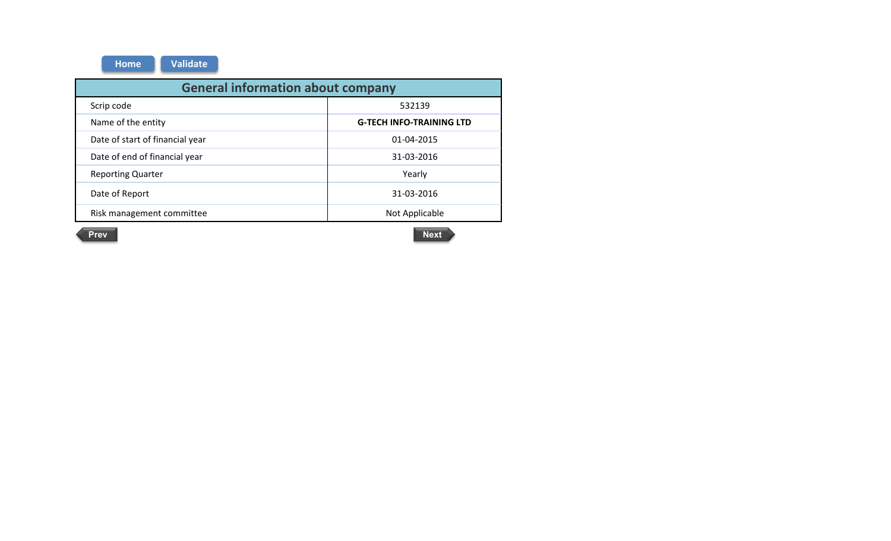Home Validate

| General information about company | |
|---|---|
| Scrip code | 532139 |
| Name of the entity | **G-TECH INFO-TRAINING LTD** |
| Date of start of financial year | 01-04-2015 |
| Date of end of financial year | 31-03-2016 |
| Reporting Quarter | Yearly |
| Date of Report | 31-03-2016 |
| Risk management committee | Not Applicable |

Prev Next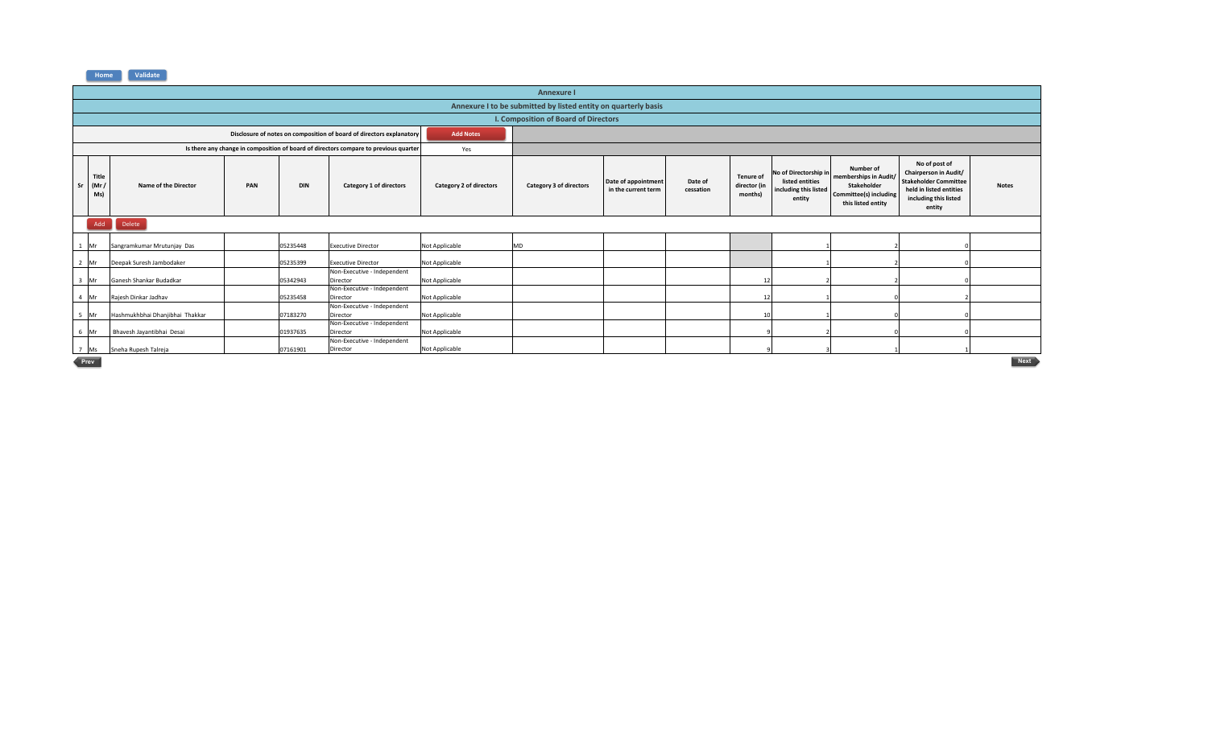# Annexure I

## Annexure I to be submitted by listed entity on quarterly basis

### I. Composition of Board of Directors

| Disclosure of notes on composition of board of directors explanatory | |
|---|---|
| Is there any change in composition of board of directors compare to previous quarter | Yes |

| Sr | Title (Mr / Ms) | Name of the Director | PAN | DIN | Category 1 of directors | Category 2 of directors | Category 3 of directors | Date of appointment in the current term | Date of cessation | Tenure of director (in months) | No of Directorship in listed entities including this listed entity | Number of memberships in Audit/ Stakeholder Committee(s) including this listed entity | No of post of Chairperson in Audit/ Stakeholder Committee held in listed entities including this listed entity | Notes |
|---|---|---|---|---|---|---|---|---|---|---|---|---|---|---|
| 1 | Mr | Sangramkumar Mrutunjay Das | | 05235448 | Executive Director | Not Applicable | MD | | | | 1 | 2 | 0 | |
| 2 | Mr | Deepak Suresh Jambodaker | | 05235399 | Executive Director | Not Applicable | | | | | 1 | 2 | 0 | |
| 3 | Mr | Ganesh Shankar Budadkar | | 05342943 | Non-Executive - Independent Director | Not Applicable | | | | 12 | 2 | 2 | 0 | |
| 4 | Mr | Rajesh Dinkar Jadhav | | 05235458 | Non-Executive - Independent Director | Not Applicable | | | | 12 | 1 | 0 | 2 | |
| 5 | Mr | Hashmukhbhai Dhanjibhai Thakkar | | 07183270 | Non-Executive - Independent Director | Not Applicable | | | | 10 | 1 | 0 | 0 | |
| 6 | Mr | Bhavesh Jayantibhai Desai | | 01937635 | Non-Executive - Independent Director | Not Applicable | | | | 9 | 2 | 0 | 0 | |
| 7 | Ms | Sneha Rupesh Talreja | | 07161901 | Non-Executive - Independent Director | Not Applicable | | | | 9 | 3 | 1 | 1 | |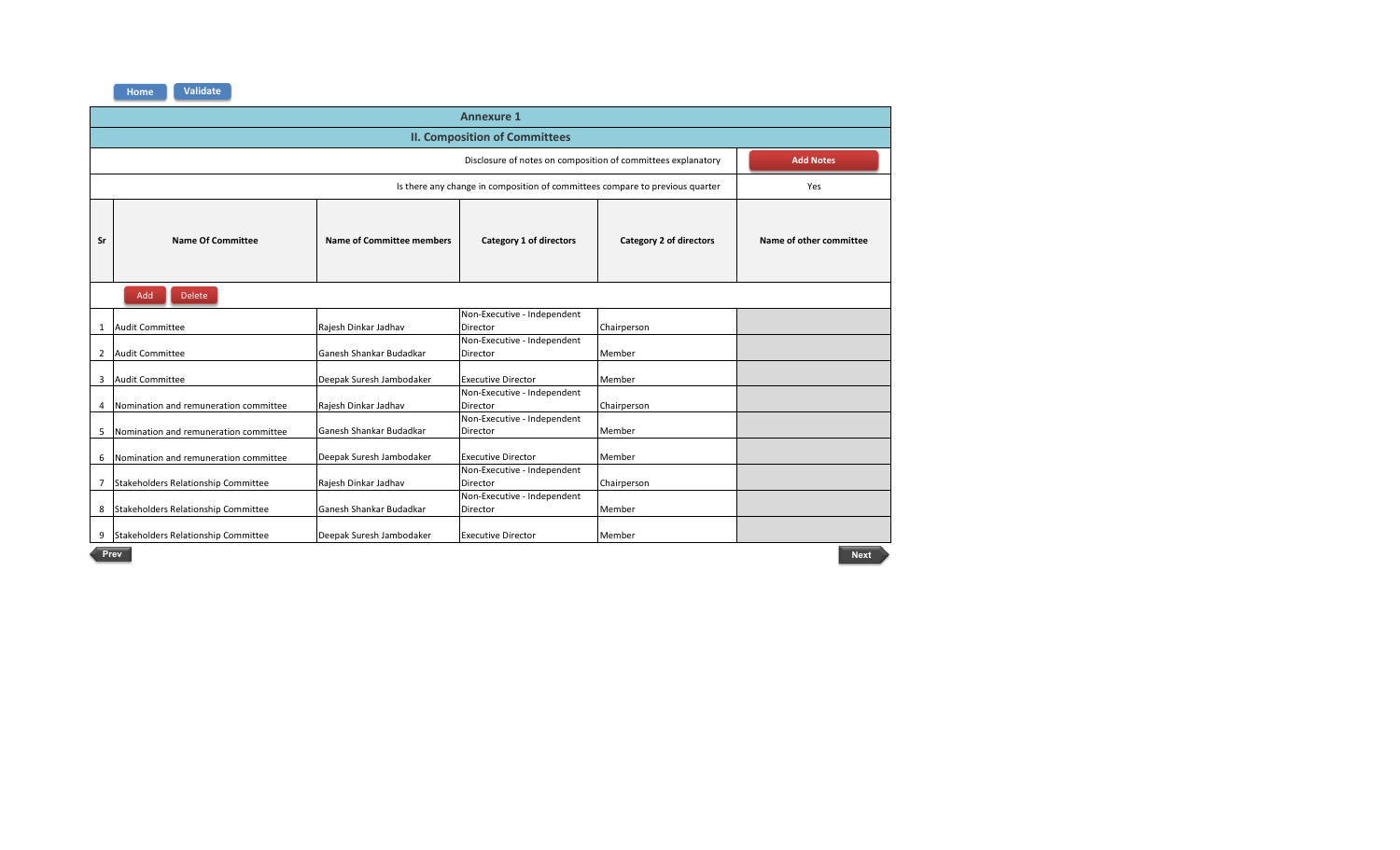## Annexure 1

### II. Composition of Committees

| Disclosure of notes on composition of committees explanatory | Add Notes |
| --- | --- |
| Is there any change in composition of committees compare to previous quarter | Yes |

| Sr | Name Of Committee | Name of Committee members | Category 1 of directors | Category 2 of directors | Name of other committee |
| --- | --- | --- | --- | --- | --- |
| 1 | Audit Committee | Rajesh Dinkar Jadhav | Non-Executive - Independent Director | Chairperson | |
| 2 | Audit Committee | Ganesh Shankar Budadkar | Non-Executive - Independent Director | Member | |
| 3 | Audit Committee | Deepak Suresh Jambodaker | Executive Director | Member | |
| 4 | Nomination and remuneration committee | Rajesh Dinkar Jadhav | Non-Executive - Independent Director | Chairperson | |
| 5 | Nomination and remuneration committee | Ganesh Shankar Budadkar | Non-Executive - Independent Director | Member | |
| 6 | Nomination and remuneration committee | Deepak Suresh Jambodaker | Executive Director | Member | |
| 7 | Stakeholders Relationship Committee | Rajesh Dinkar Jadhav | Non-Executive - Independent Director | Chairperson | |
| 8 | Stakeholders Relationship Committee | Ganesh Shankar Budadkar | Non-Executive - Independent Director | Member | |
| 9 | Stakeholders Relationship Committee | Deepak Suresh Jambodaker | Executive Director | Member | |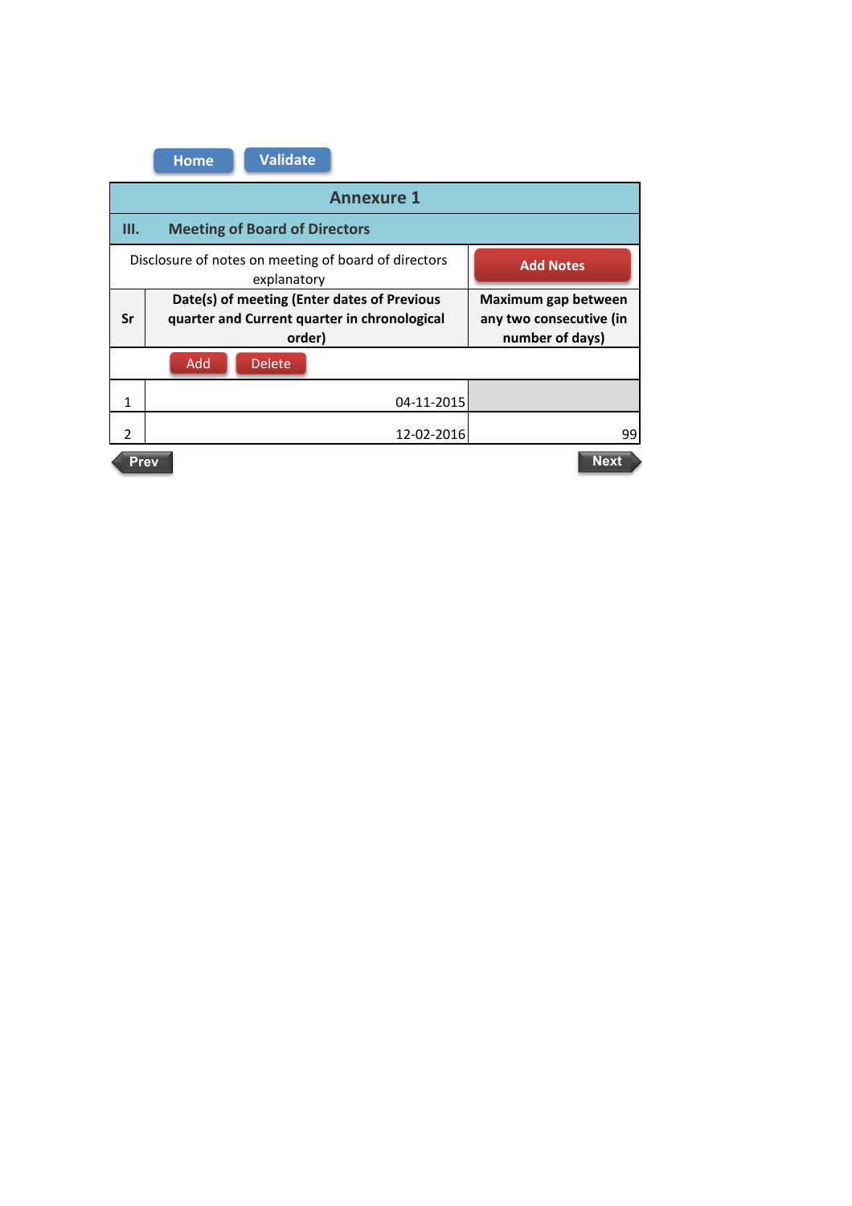Home Validate

## Annexure 1

### III. Meeting of Board of Directors

Disclosure of notes on meeting of board of directors explanatory — Add Notes

| Sr | Date(s) of meeting (Enter dates of Previous quarter and Current quarter in chronological order) | Maximum gap between any two consecutive (in number of days) |
|---|---|---|
| | Add Delete | |
| 1 | 04-11-2015 | |
| 2 | 12-02-2016 | 99 |

Prev Next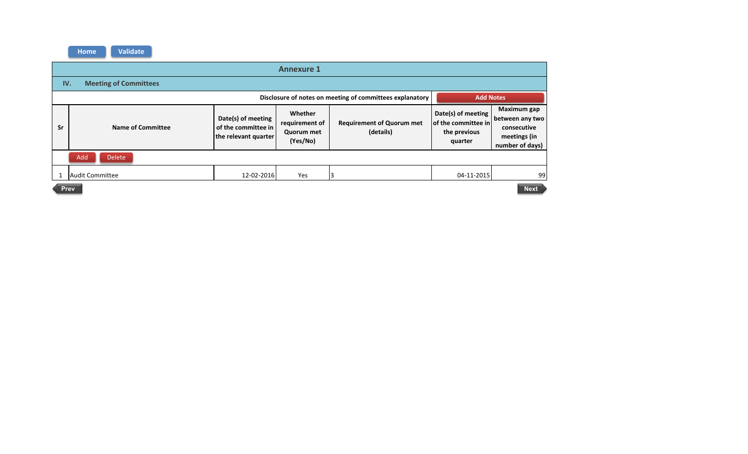# Annexure 1

## IV. Meeting of Committees

Disclosure of notes on meeting of committees explanatory

| Sr | Name of Committee | Date(s) of meeting of the committee in the relevant quarter | Whether requirement of Quorum met (Yes/No) | Requirement of Quorum met (details) | Date(s) of meeting of the committee in the previous quarter | Maximum gap between any two consecutive meetings (in number of days) |
|---|---|---|---|---|---|---|
| 1 | Audit Committee | 12-02-2016 | Yes | 3 | 04-11-2015 | 99 |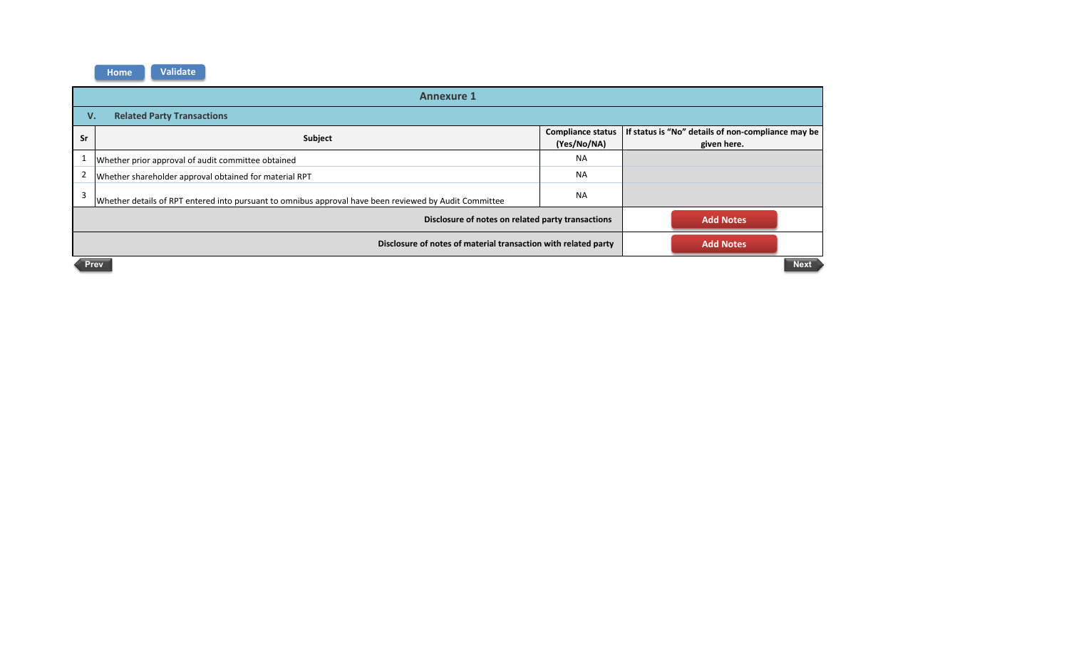## Annexure 1

### V. Related Party Transactions

| Sr | Subject | Compliance status (Yes/No/NA) | If status is "No" details of non-compliance may be given here. |
|---|---|---|---|
| 1 | Whether prior approval of audit committee obtained | NA | |
| 2 | Whether shareholder approval obtained for material RPT | NA | |
| 3 | Whether details of RPT entered into pursuant to omnibus approval have been reviewed by Audit Committee | NA | |
| | Disclosure of notes on related party transactions | | Add Notes |
| | Disclosure of notes of material transaction with related party | | Add Notes |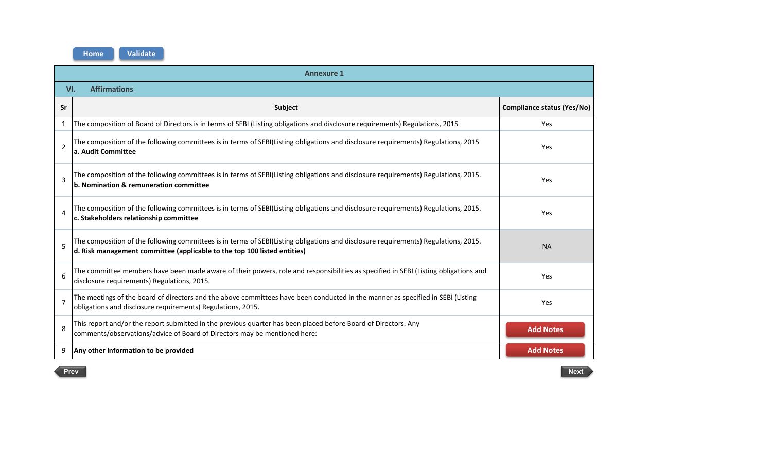## Annexure 1

### VI. Affirmations

| Sr | Subject | Compliance status (Yes/No) |
|---|---|---|
| 1 | The composition of Board of Directors is in terms of SEBI (Listing obligations and disclosure requirements) Regulations, 2015 | Yes |
| 2 | The composition of the following committees is in terms of SEBI(Listing obligations and disclosure requirements) Regulations, 2015 **a. Audit Committee** | Yes |
| 3 | The composition of the following committees is in terms of SEBI(Listing obligations and disclosure requirements) Regulations, 2015. **b. Nomination & remuneration committee** | Yes |
| 4 | The composition of the following committees is in terms of SEBI(Listing obligations and disclosure requirements) Regulations, 2015. **c. Stakeholders relationship committee** | Yes |
| 5 | The composition of the following committees is in terms of SEBI(Listing obligations and disclosure requirements) Regulations, 2015. **d. Risk management committee (applicable to the top 100 listed entities)** | NA |
| 6 | The committee members have been made aware of their powers, role and responsibilities as specified in SEBI (Listing obligations and disclosure requirements) Regulations, 2015. | Yes |
| 7 | The meetings of the board of directors and the above committees have been conducted in the manner as specified in SEBI (Listing obligations and disclosure requirements) Regulations, 2015. | Yes |
| 8 | This report and/or the report submitted in the previous quarter has been placed before Board of Directors. Any comments/observations/advice of Board of Directors may be mentioned here: | |
| 9 | **Any other information to be provided** | |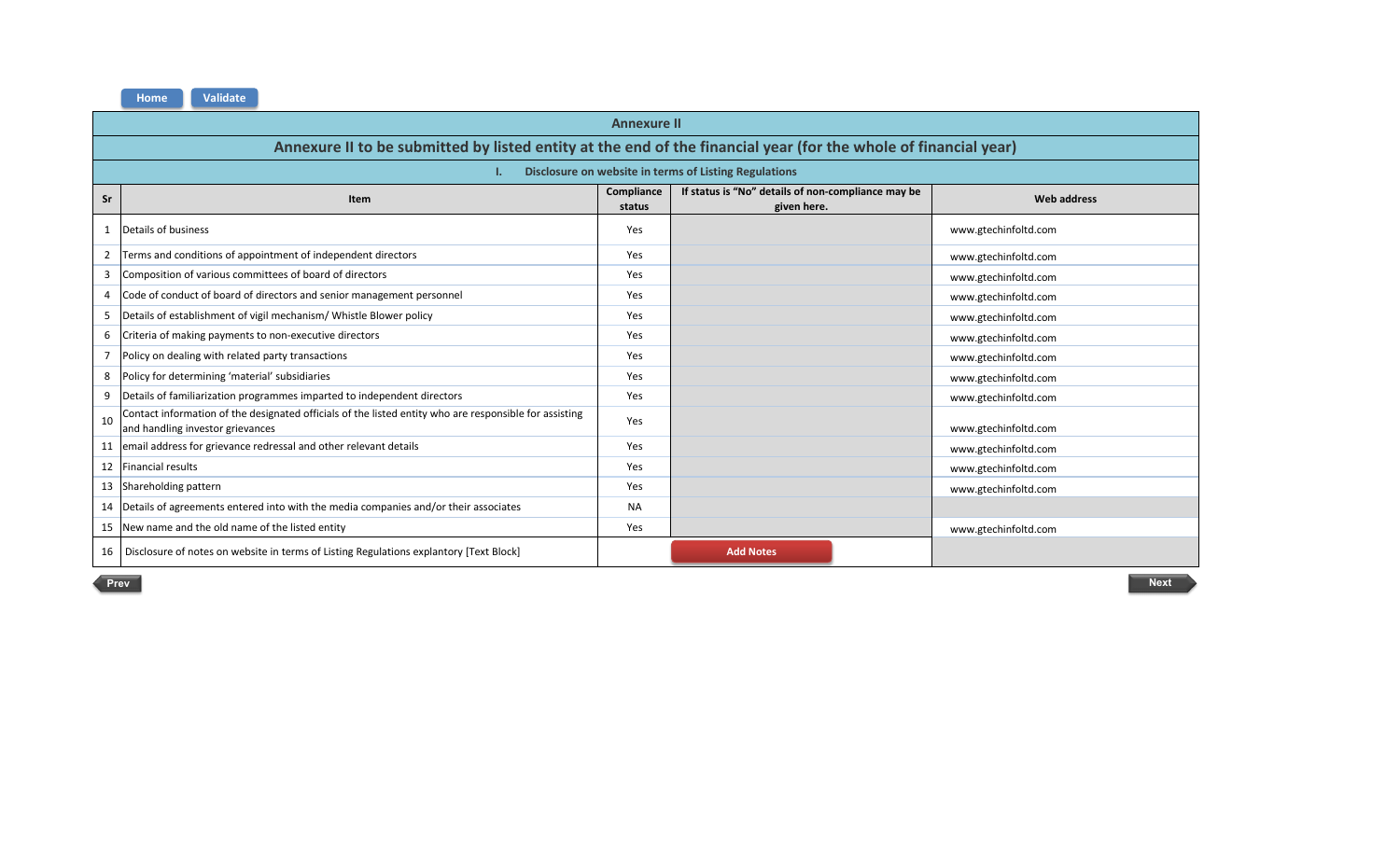# Annexure II

## Annexure II to be submitted by listed entity at the end of the financial year (for the whole of financial year)

### I. Disclosure on website in terms of Listing Regulations

| Sr | Item | Compliance status | If status is “No” details of non-compliance may be given here. | Web address |
|---|---|---|---|---|
| 1 | Details of business | Yes | | www.gtechinfoltd.com |
| 2 | Terms and conditions of appointment of independent directors | Yes | | www.gtechinfoltd.com |
| 3 | Composition of various committees of board of directors | Yes | | www.gtechinfoltd.com |
| 4 | Code of conduct of board of directors and senior management personnel | Yes | | www.gtechinfoltd.com |
| 5 | Details of establishment of vigil mechanism/ Whistle Blower policy | Yes | | www.gtechinfoltd.com |
| 6 | Criteria of making payments to non-executive directors | Yes | | www.gtechinfoltd.com |
| 7 | Policy on dealing with related party transactions | Yes | | www.gtechinfoltd.com |
| 8 | Policy for determining ‘material’ subsidiaries | Yes | | www.gtechinfoltd.com |
| 9 | Details of familiarization programmes imparted to independent directors | Yes | | www.gtechinfoltd.com |
| 10 | Contact information of the designated officials of the listed entity who are responsible for assisting and handling investor grievances | Yes | | www.gtechinfoltd.com |
| 11 | email address for grievance redressal and other relevant details | Yes | | www.gtechinfoltd.com |
| 12 | Financial results | Yes | | www.gtechinfoltd.com |
| 13 | Shareholding pattern | Yes | | www.gtechinfoltd.com |
| 14 | Details of agreements entered into with the media companies and/or their associates | NA | | |
| 15 | New name and the old name of the listed entity | Yes | | www.gtechinfoltd.com |
| 16 | Disclosure of notes on website in terms of Listing Regulations explantory [Text Block] | | | |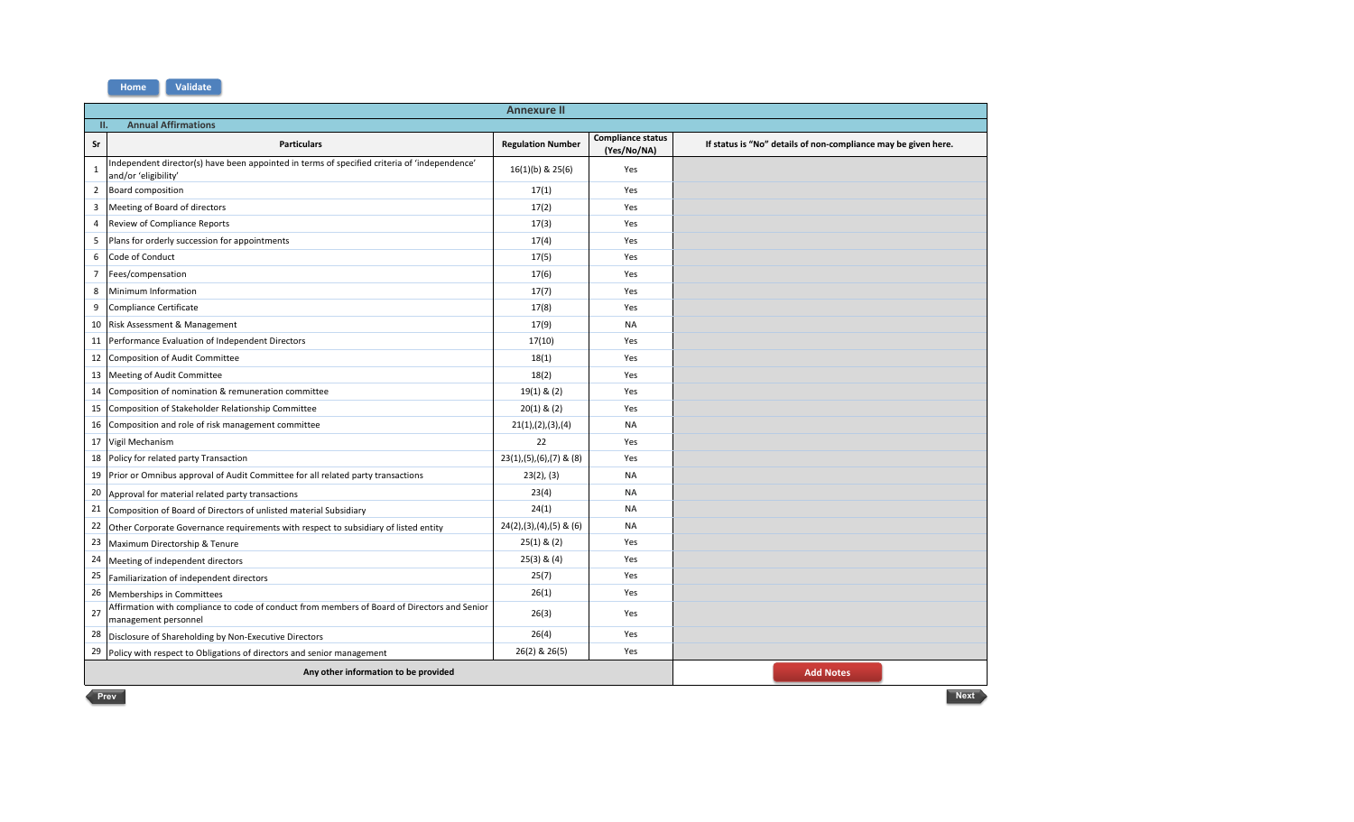Home Validate

## Annexure II

**II. Annual Affirmations**

| Sr | Particulars | Regulation Number | Compliance status (Yes/No/NA) | If status is "No" details of non-compliance may be given here. |
|---|---|---|---|---|
| 1 | Independent director(s) have been appointed in terms of specified criteria of 'independence' and/or 'eligibility' | 16(1)(b) & 25(6) | Yes | |
| 2 | Board composition | 17(1) | Yes | |
| 3 | Meeting of Board of directors | 17(2) | Yes | |
| 4 | Review of Compliance Reports | 17(3) | Yes | |
| 5 | Plans for orderly succession for appointments | 17(4) | Yes | |
| 6 | Code of Conduct | 17(5) | Yes | |
| 7 | Fees/compensation | 17(6) | Yes | |
| 8 | Minimum Information | 17(7) | Yes | |
| 9 | Compliance Certificate | 17(8) | Yes | |
| 10 | Risk Assessment & Management | 17(9) | NA | |
| 11 | Performance Evaluation of Independent Directors | 17(10) | Yes | |
| 12 | Composition of Audit Committee | 18(1) | Yes | |
| 13 | Meeting of Audit Committee | 18(2) | Yes | |
| 14 | Composition of nomination & remuneration committee | 19(1) & (2) | Yes | |
| 15 | Composition of Stakeholder Relationship Committee | 20(1) & (2) | Yes | |
| 16 | Composition and role of risk management committee | 21(1),(2),(3),(4) | NA | |
| 17 | Vigil Mechanism | 22 | Yes | |
| 18 | Policy for related party Transaction | 23(1),(5),(6),(7) & (8) | Yes | |
| 19 | Prior or Omnibus approval of Audit Committee for all related party transactions | 23(2), (3) | NA | |
| 20 | Approval for material related party transactions | 23(4) | NA | |
| 21 | Composition of Board of Directors of unlisted material Subsidiary | 24(1) | NA | |
| 22 | Other Corporate Governance requirements with respect to subsidiary of listed entity | 24(2),(3),(4),(5) & (6) | NA | |
| 23 | Maximum Directorship & Tenure | 25(1) & (2) | Yes | |
| 24 | Meeting of independent directors | 25(3) & (4) | Yes | |
| 25 | Familiarization of independent directors | 25(7) | Yes | |
| 26 | Memberships in Committees | 26(1) | Yes | |
| 27 | Affirmation with compliance to code of conduct from members of Board of Directors and Senior management personnel | 26(3) | Yes | |
| 28 | Disclosure of Shareholding by Non-Executive Directors | 26(4) | Yes | |
| 29 | Policy with respect to Obligations of directors and senior management | 26(2) & 26(5) | Yes | |
| | **Any other information to be provided** | | | Add Notes |

Prev Next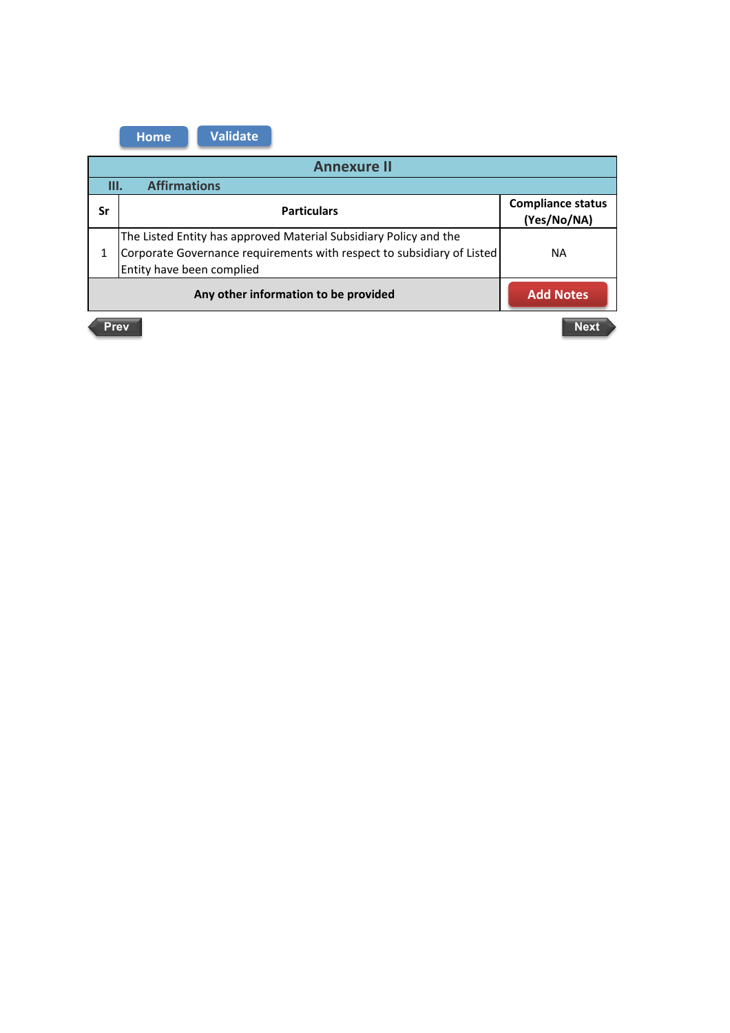Home Validate

| Annexure II | | |
|---|---|---|
| **III. Affirmations** | | |
| **Sr** | **Particulars** | **Compliance status (Yes/No/NA)** |
| 1 | The Listed Entity has approved Material Subsidiary Policy and the Corporate Governance requirements with respect to subsidiary of Listed Entity have been complied | NA |
| **Any other information to be provided** | | Add Notes |

Prev Next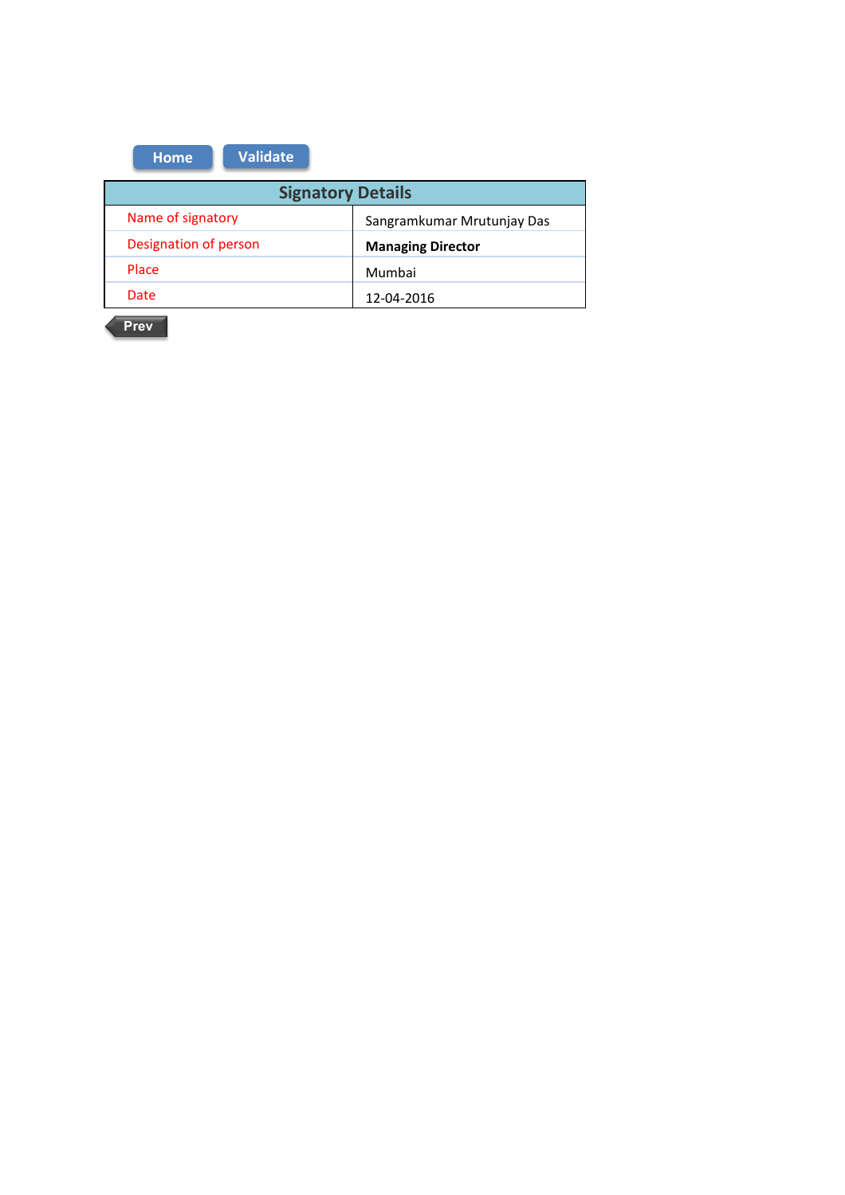Home Validate

| Signatory Details | |
|---|---|
| Name of signatory | Sangramkumar Mrutunjay Das |
| Designation of person | **Managing Director** |
| Place | Mumbai |
| Date | 12-04-2016 |

Prev